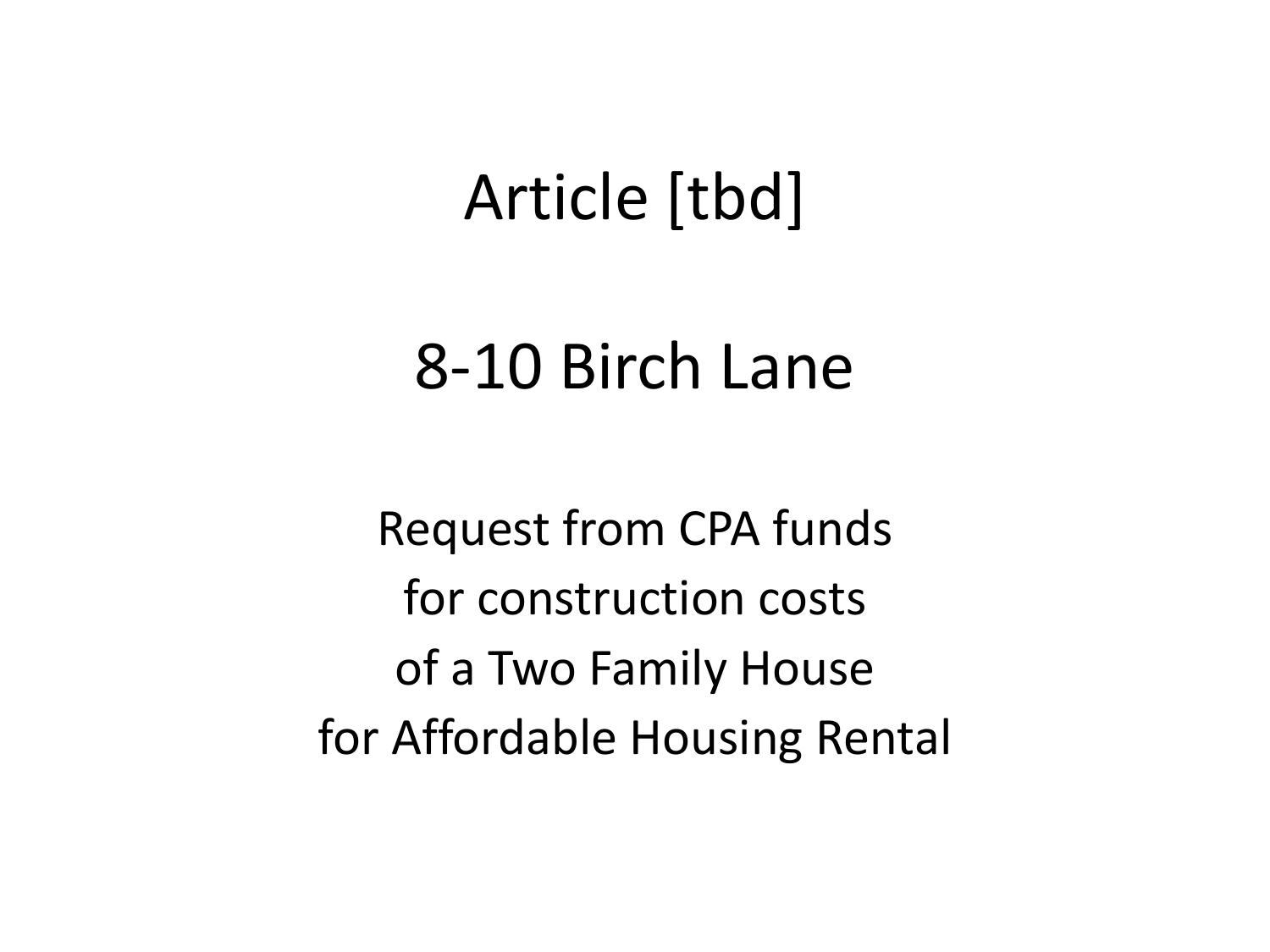# Article [tbd]

# 8-10 Birch Lane

Request from CPA funds
for construction costs
of a Two Family House
for Affordable Housing Rental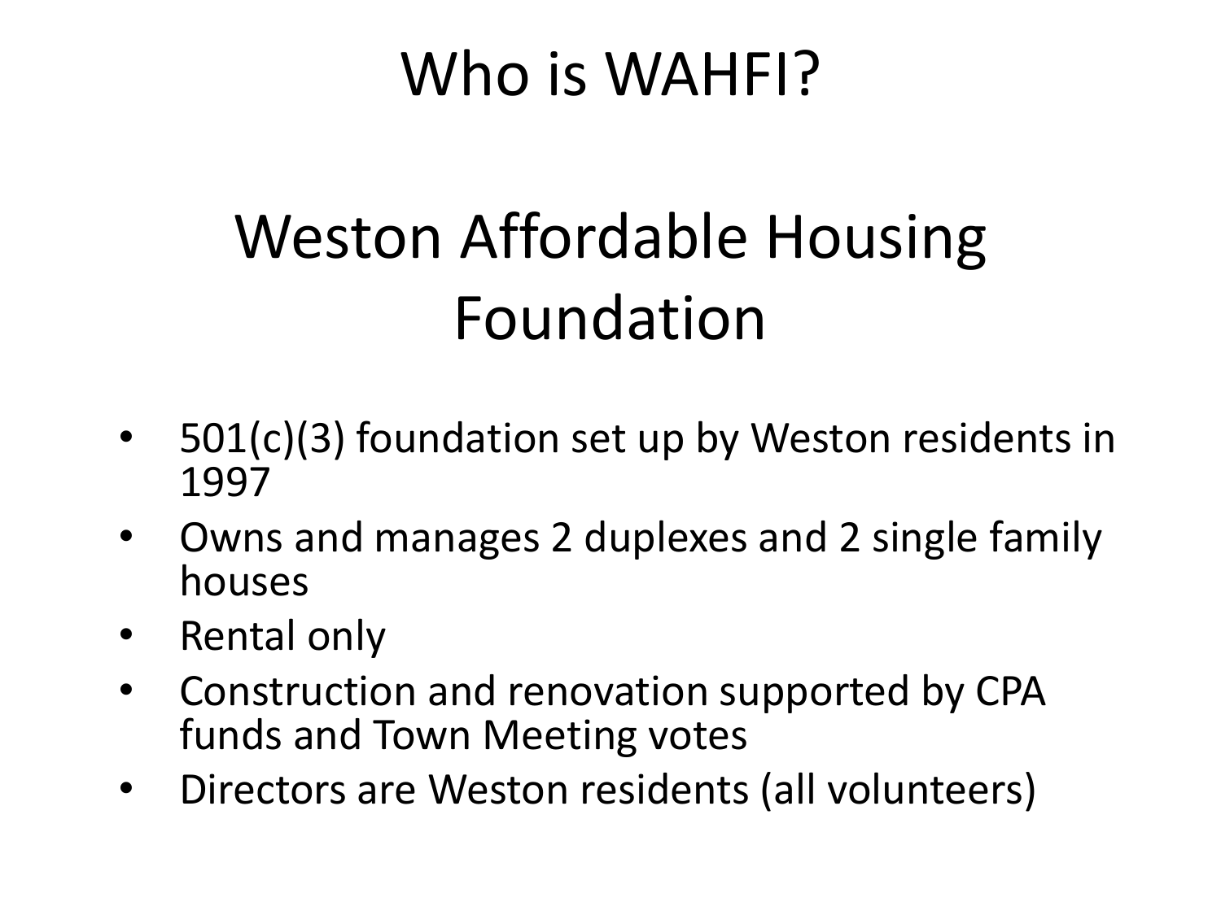# Who is WAHFI?

## Weston Affordable Housing Foundation

- 501(c)(3) foundation set up by Weston residents in 1997
- Owns and manages 2 duplexes and 2 single family houses
- Rental only
- Construction and renovation supported by CPA funds and Town Meeting votes
- Directors are Weston residents (all volunteers)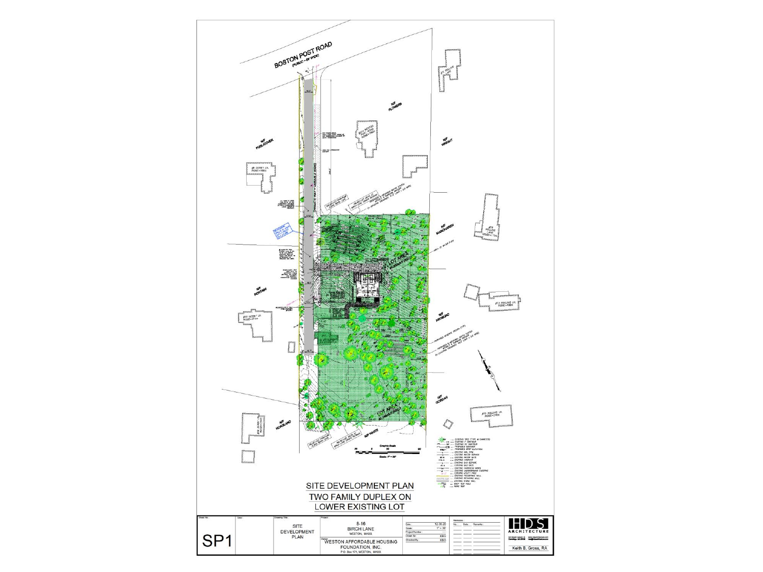BOSTON POST ROAD
(PUBLIC – 60' WIDE)

N/F FLOWERS

N/F PUBLICOVER

N/F WRIGHT

PRIVATE WAY – VARIABLE WIDTH

N/F MANCHAREN

LOT AREA

N/F ROSTAMI

N/F NIKNEJAD

N/F JORDAN

N/F HOAGLAND

N/F WHITE

LOT AREA

Graphic Scale

Scale: 1" = 30'

# SITE DEVELOPMENT PLAN
## TWO FAMILY DUPLEX ON LOWER EXISTING LOT

| Sheet No.: | Drawing Title: | Project: | | |
|---|---|---|---|---|
| SP1 | SITE DEVELOPMENT PLAN | 8-16 BIRCH LANE WESTON, MASS. | Date: 12-30-20 | |
| | | Owner: WESTON AFFORDABLE HOUSING FOUNDATION, INC. P.O. Box 171, WESTON, MASS. | Scale: 1" = 30' | |
| | | | Drawn By: KBG | |
| | | | Checked By: KBG | |

HDS ARCHITECTURE

Keith B. Gross, RA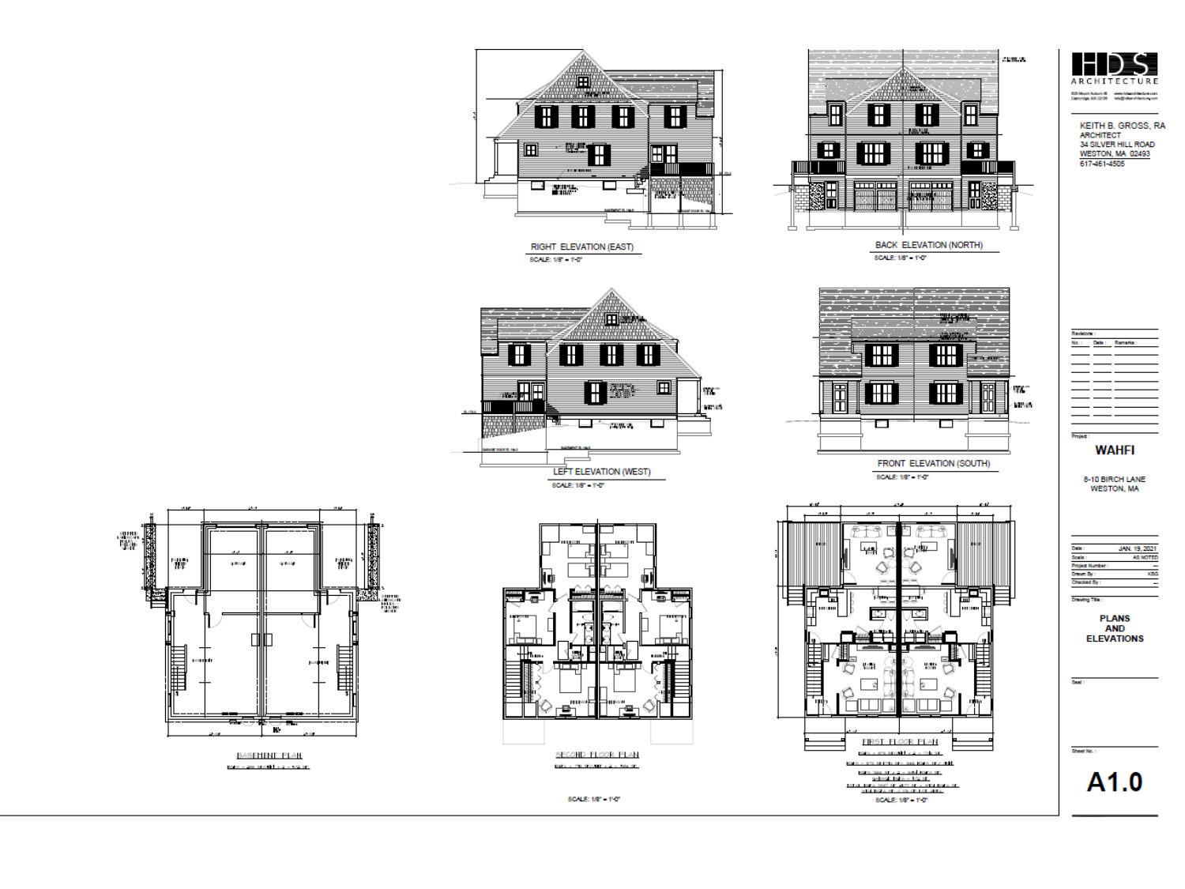RIGHT ELEVATION (EAST)

SCALE: 1/8" = 1'-0"

BACK ELEVATION (NORTH)

SCALE: 1/8" = 1'-0"

LEFT ELEVATION (WEST)

SCALE: 1/8" = 1'-0"

FRONT ELEVATION (SOUTH)

SCALE: 1/8" = 1'-0"

BASEMENT PLAN

SECOND FLOOR PLAN

FIRST FLOOR PLAN

SCALE: 1/8" = 1'-0"

SCALE: 1/8" = 1'-0"

HDS ARCHITECTURE

KEITH B. GROSS, RA
ARCHITECT
34 SILVER HILL ROAD
WESTON, MA 02493
617-461-4505

Revisions:

| No.: | Date: | Remarks: |
| --- | --- | --- |
| | | |

Project:

**WAHFI**

8-10 BIRCH LANE
WESTON, MA

| | |
| --- | --- |
| Date: | JAN. 19, 2021 |
| Scale: | AS NOTED |
| Project Number: | — |
| Drawn By: | KBG |
| Checked By: | — |

Drawing Title:

**PLANS AND ELEVATIONS**

Seal:

Sheet No.:

# A1.0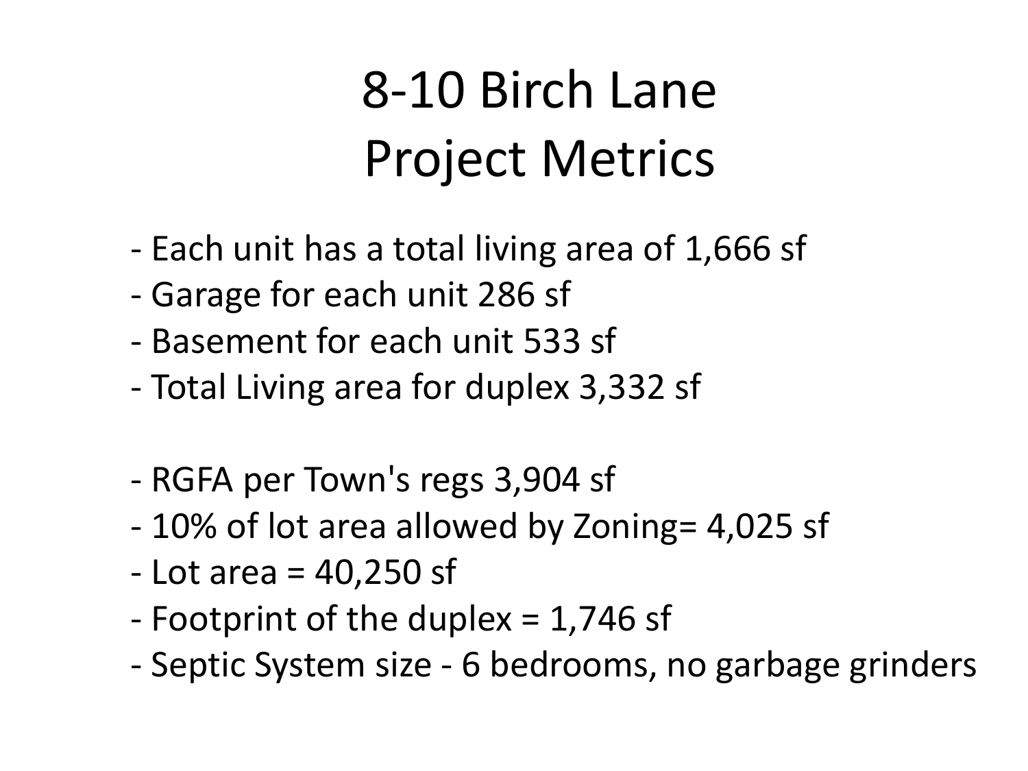# 8-10 Birch Lane
# Project Metrics

- Each unit has a total living area of 1,666 sf
- Garage for each unit 286 sf
- Basement for each unit 533 sf
- Total Living area for duplex 3,332 sf

- RGFA per Town's regs 3,904 sf
- 10% of lot area allowed by Zoning= 4,025 sf
- Lot area = 40,250 sf
- Footprint of the duplex = 1,746 sf
- Septic System size - 6 bedrooms, no garbage grinders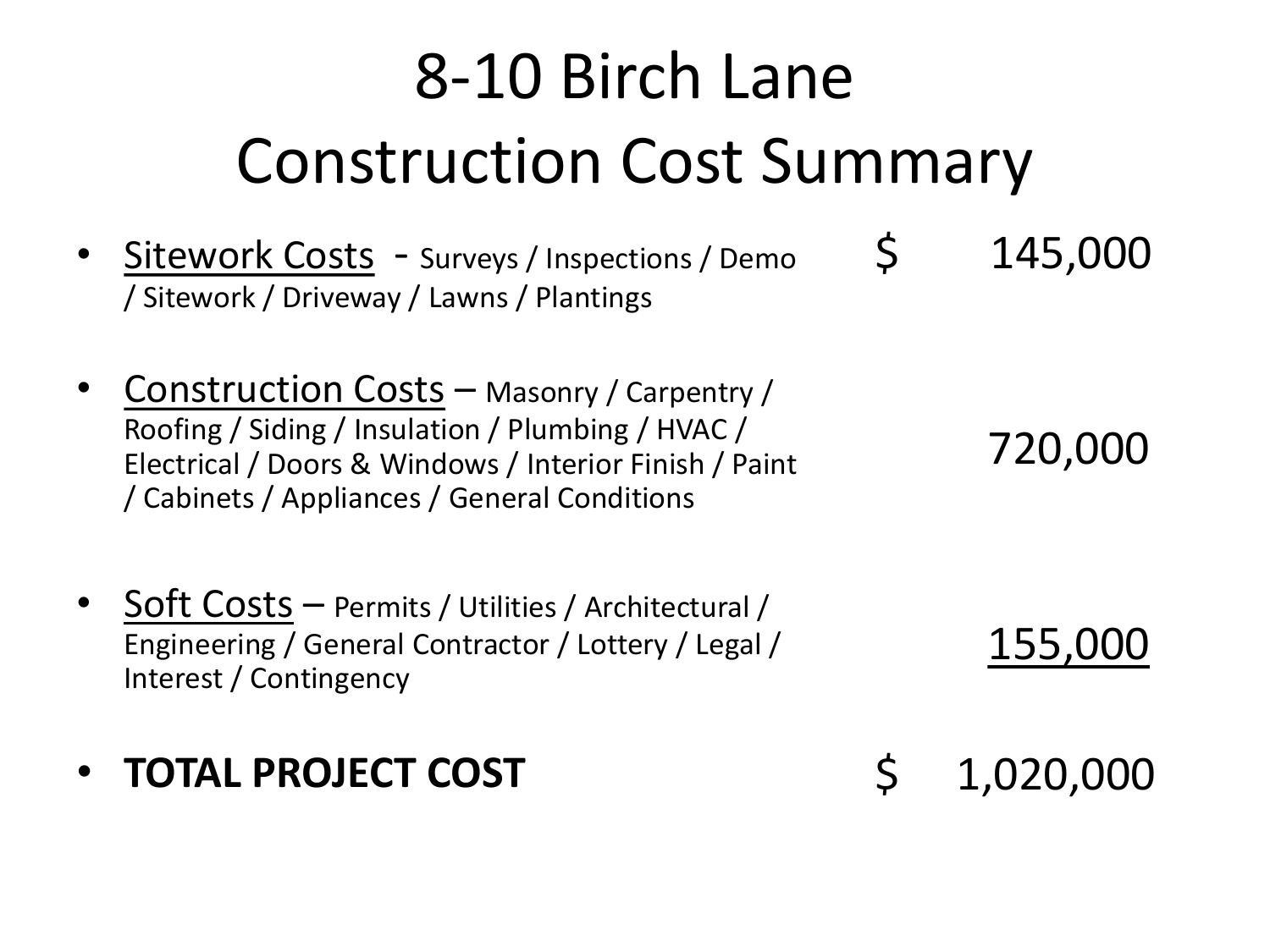# 8-10 Birch Lane
# Construction Cost Summary

| Item | | Cost |
|---|---|---|
| <u>Sitework Costs</u> - Surveys / Inspections / Demo / Sitework / Driveway / Lawns / Plantings | $ | 145,000 |
| <u>Construction Costs</u> – Masonry / Carpentry / Roofing / Siding / Insulation / Plumbing / HVAC / Electrical / Doors & Windows / Interior Finish / Paint / Cabinets / Appliances / General Conditions | | 720,000 |
| <u>Soft Costs</u> – Permits / Utilities / Architectural / Engineering / General Contractor / Lottery / Legal / Interest / Contingency | | <u>155,000</u> |
| **TOTAL PROJECT COST** | $ | 1,020,000 |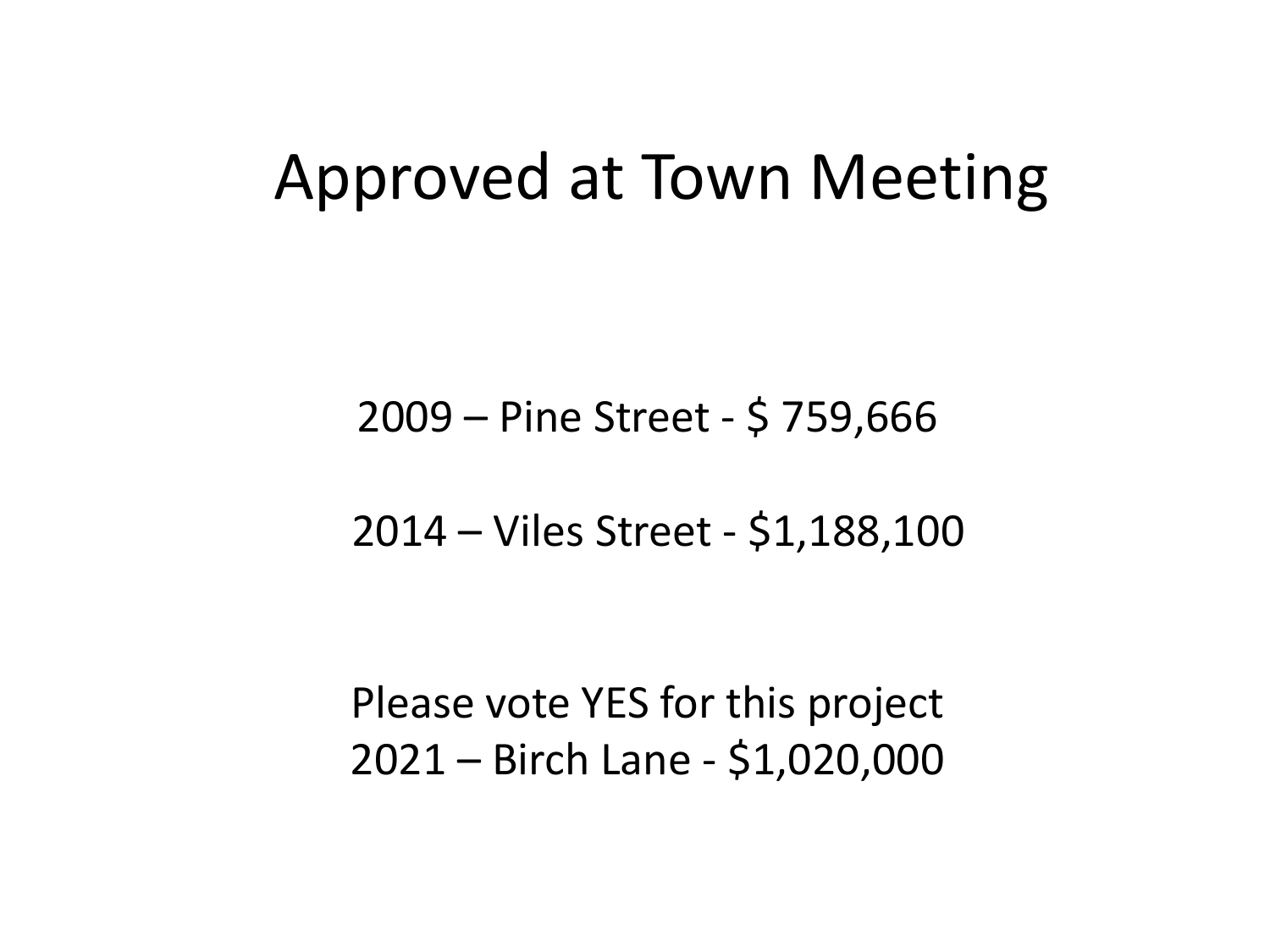# Approved at Town Meeting

2009 – Pine Street - $ 759,666

2014 – Viles Street - $1,188,100

Please vote YES for this project

2021 – Birch Lane - $1,020,000